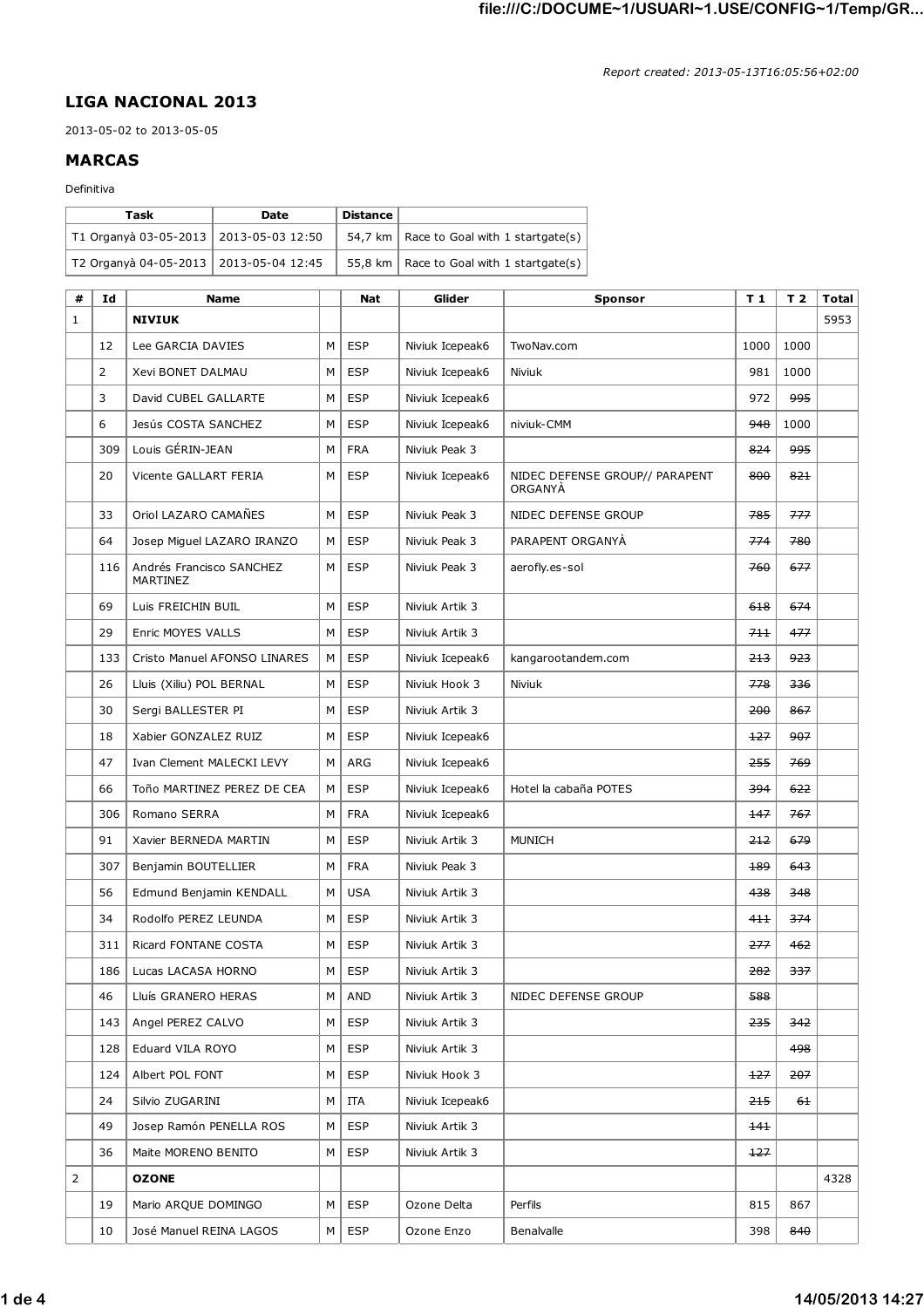*Report created: 2013-05-13T16:05:56+02:00*

## LIGA NACIONAL 2013

2013-05-02 to 2013-05-05

## MARCAS

Definitiva

| Task | Date | Distance | |
|---|---|---|---|
| T1 Organyà 03-05-2013 | 2013-05-03 12:50 | 54,7 km | Race to Goal with 1 startgate(s) |
| T2 Organyà 04-05-2013 | 2013-05-04 12:45 | 55,8 km | Race to Goal with 1 startgate(s) |

| # | Id | Name | | Nat | Glider | Sponsor | T 1 | T 2 | Total |
|---|---|---|---|---|---|---|---|---|---|
| 1 | | **NIVIUK** | | | | | | | 5953 |
| | 12 | Lee GARCIA DAVIES | M | ESP | Niviuk Icepeak6 | TwoNav.com | 1000 | 1000 | |
| | 2 | Xevi BONET DALMAU | M | ESP | Niviuk Icepeak6 | Niviuk | 981 | 1000 | |
| | 3 | David CUBEL GALLARTE | M | ESP | Niviuk Icepeak6 | | 972 | ~~995~~ | |
| | 6 | Jesús COSTA SANCHEZ | M | ESP | Niviuk Icepeak6 | niviuk-CMM | ~~948~~ | 1000 | |
| | 309 | Louis GÉRIN-JEAN | M | FRA | Niviuk Peak 3 | | ~~824~~ | ~~995~~ | |
| | 20 | Vicente GALLART FERIA | M | ESP | Niviuk Icepeak6 | NIDEC DEFENSE GROUP// PARAPENT ORGANYÀ | ~~800~~ | ~~821~~ | |
| | 33 | Oriol LAZARO CAMAÑES | M | ESP | Niviuk Peak 3 | NIDEC DEFENSE GROUP | ~~785~~ | ~~777~~ | |
| | 64 | Josep Miguel LAZARO IRANZO | M | ESP | Niviuk Peak 3 | PARAPENT ORGANYÀ | ~~774~~ | ~~780~~ | |
| | 116 | Andrés Francisco SANCHEZ MARTINEZ | M | ESP | Niviuk Peak 3 | aerofly.es-sol | ~~760~~ | ~~677~~ | |
| | 69 | Luis FREICHIN BUIL | M | ESP | Niviuk Artik 3 | | ~~618~~ | ~~674~~ | |
| | 29 | Enric MOYES VALLS | M | ESP | Niviuk Artik 3 | | ~~711~~ | ~~477~~ | |
| | 133 | Cristo Manuel AFONSO LINARES | M | ESP | Niviuk Icepeak6 | kangarootandem.com | ~~213~~ | ~~923~~ | |
| | 26 | Lluis (Xiliu) POL BERNAL | M | ESP | Niviuk Hook 3 | Niviuk | ~~778~~ | ~~336~~ | |
| | 30 | Sergi BALLESTER PI | M | ESP | Niviuk Artik 3 | | ~~200~~ | ~~867~~ | |
| | 18 | Xabier GONZALEZ RUIZ | M | ESP | Niviuk Icepeak6 | | ~~127~~ | ~~907~~ | |
| | 47 | Ivan Clement MALECKI LEVY | M | ARG | Niviuk Icepeak6 | | ~~255~~ | ~~769~~ | |
| | 66 | Toño MARTINEZ PEREZ DE CEA | M | ESP | Niviuk Icepeak6 | Hotel la cabaña POTES | ~~394~~ | ~~622~~ | |
| | 306 | Romano SERRA | M | FRA | Niviuk Icepeak6 | | ~~147~~ | ~~767~~ | |
| | 91 | Xavier BERNEDA MARTIN | M | ESP | Niviuk Artik 3 | MUNICH | ~~212~~ | ~~679~~ | |
| | 307 | Benjamin BOUTELLIER | M | FRA | Niviuk Peak 3 | | ~~189~~ | ~~643~~ | |
| | 56 | Edmund Benjamin KENDALL | M | USA | Niviuk Artik 3 | | ~~438~~ | ~~348~~ | |
| | 34 | Rodolfo PEREZ LEUNDA | M | ESP | Niviuk Artik 3 | | ~~411~~ | ~~374~~ | |
| | 311 | Ricard FONTANE COSTA | M | ESP | Niviuk Artik 3 | | ~~277~~ | ~~462~~ | |
| | 186 | Lucas LACASA HORNO | M | ESP | Niviuk Artik 3 | | ~~282~~ | ~~337~~ | |
| | 46 | Lluís GRANERO HERAS | M | AND | Niviuk Artik 3 | NIDEC DEFENSE GROUP | ~~588~~ | | |
| | 143 | Angel PEREZ CALVO | M | ESP | Niviuk Artik 3 | | ~~235~~ | ~~342~~ | |
| | 128 | Eduard VILA ROYO | M | ESP | Niviuk Artik 3 | | | ~~498~~ | |
| | 124 | Albert POL FONT | M | ESP | Niviuk Hook 3 | | ~~127~~ | ~~207~~ | |
| | 24 | Silvio ZUGARINI | M | ITA | Niviuk Icepeak6 | | ~~215~~ | ~~61~~ | |
| | 49 | Josep Ramón PENELLA ROS | M | ESP | Niviuk Artik 3 | | ~~141~~ | | |
| | 36 | Maite MORENO BENITO | M | ESP | Niviuk Artik 3 | | ~~127~~ | | |
| 2 | | **OZONE** | | | | | | | 4328 |
| | 19 | Mario ARQUE DOMINGO | M | ESP | Ozone Delta | Perfils | 815 | 867 | |
| | 10 | José Manuel REINA LAGOS | M | ESP | Ozone Enzo | Benalvalle | 398 | ~~840~~ | |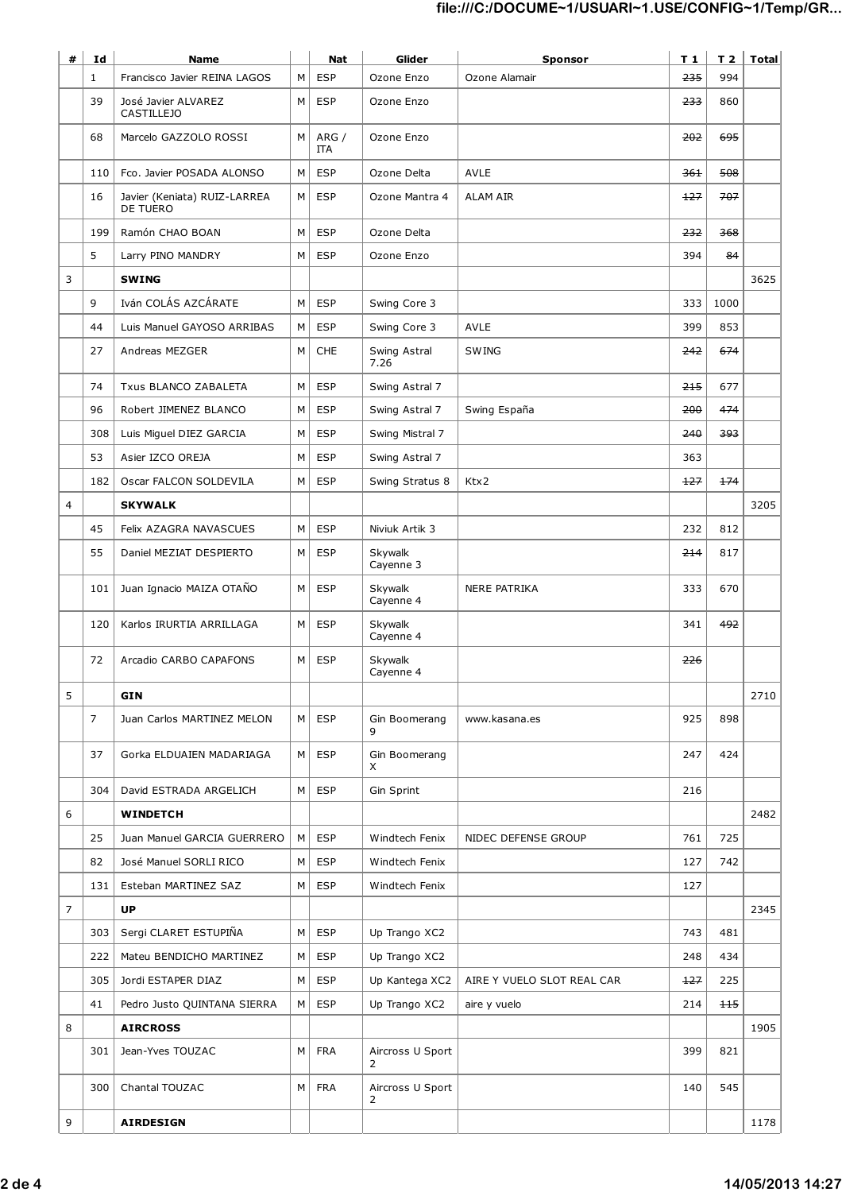| # | Id | Name | | Nat | Glider | Sponsor | T 1 | T 2 | Total |
|---|---|---|---|---|---|---|---|---|---|
| | 1 | Francisco Javier REINA LAGOS | M | ESP | Ozone Enzo | Ozone Alamair | ~~235~~ | 994 | |
| | 39 | José Javier ALVAREZ CASTILLEJO | M | ESP | Ozone Enzo | | ~~233~~ | 860 | |
| | 68 | Marcelo GAZZOLO ROSSI | M | ARG / ITA | Ozone Enzo | | ~~202~~ | ~~695~~ | |
| | 110 | Fco. Javier POSADA ALONSO | M | ESP | Ozone Delta | AVLE | ~~361~~ | ~~508~~ | |
| | 16 | Javier (Keniata) RUIZ-LARREA DE TUERO | M | ESP | Ozone Mantra 4 | ALAM AIR | ~~127~~ | ~~707~~ | |
| | 199 | Ramón CHAO BOAN | M | ESP | Ozone Delta | | ~~232~~ | ~~368~~ | |
| | 5 | Larry PINO MANDRY | M | ESP | Ozone Enzo | | 394 | ~~84~~ | |
| 3 | | **SWING** | | | | | | | 3625 |
| | 9 | Iván COLÁS AZCÁRATE | M | ESP | Swing Core 3 | | 333 | 1000 | |
| | 44 | Luis Manuel GAYOSO ARRIBAS | M | ESP | Swing Core 3 | AVLE | 399 | 853 | |
| | 27 | Andreas MEZGER | M | CHE | Swing Astral 7.26 | SWING | ~~242~~ | ~~674~~ | |
| | 74 | Txus BLANCO ZABALETA | M | ESP | Swing Astral 7 | | ~~215~~ | 677 | |
| | 96 | Robert JIMENEZ BLANCO | M | ESP | Swing Astral 7 | Swing España | ~~200~~ | ~~474~~ | |
| | 308 | Luis Miguel DIEZ GARCIA | M | ESP | Swing Mistral 7 | | ~~240~~ | ~~393~~ | |
| | 53 | Asier IZCO OREJA | M | ESP | Swing Astral 7 | | 363 | | |
| | 182 | Oscar FALCON SOLDEVILA | M | ESP | Swing Stratus 8 | Ktx2 | ~~127~~ | ~~174~~ | |
| 4 | | **SKYWALK** | | | | | | | 3205 |
| | 45 | Felix AZAGRA NAVASCUES | M | ESP | Niviuk Artik 3 | | 232 | 812 | |
| | 55 | Daniel MEZIAT DESPIERTO | M | ESP | Skywalk Cayenne 3 | | ~~214~~ | 817 | |
| | 101 | Juan Ignacio MAIZA OTAÑO | M | ESP | Skywalk Cayenne 4 | NERE PATRIKA | 333 | 670 | |
| | 120 | Karlos IRURTIA ARRILLAGA | M | ESP | Skywalk Cayenne 4 | | 341 | ~~492~~ | |
| | 72 | Arcadio CARBO CAPAFONS | M | ESP | Skywalk Cayenne 4 | | ~~226~~ | | |
| 5 | | **GIN** | | | | | | | 2710 |
| | 7 | Juan Carlos MARTINEZ MELON | M | ESP | Gin Boomerang 9 | www.kasana.es | 925 | 898 | |
| | 37 | Gorka ELDUAIEN MADARIAGA | M | ESP | Gin Boomerang X | | 247 | 424 | |
| | 304 | David ESTRADA ARGELICH | M | ESP | Gin Sprint | | 216 | | |
| 6 | | **WINDETCH** | | | | | | | 2482 |
| | 25 | Juan Manuel GARCIA GUERRERO | M | ESP | Windtech Fenix | NIDEC DEFENSE GROUP | 761 | 725 | |
| | 82 | José Manuel SORLI RICO | M | ESP | Windtech Fenix | | 127 | 742 | |
| | 131 | Esteban MARTINEZ SAZ | M | ESP | Windtech Fenix | | 127 | | |
| 7 | | **UP** | | | | | | | 2345 |
| | 303 | Sergi CLARET ESTUPIÑA | M | ESP | Up Trango XC2 | | 743 | 481 | |
| | 222 | Mateu BENDICHO MARTINEZ | M | ESP | Up Trango XC2 | | 248 | 434 | |
| | 305 | Jordi ESTAPER DIAZ | M | ESP | Up Kantega XC2 | AIRE Y VUELO SLOT REAL CAR | ~~127~~ | 225 | |
| | 41 | Pedro Justo QUINTANA SIERRA | M | ESP | Up Trango XC2 | aire y vuelo | 214 | ~~115~~ | |
| 8 | | **AIRCROSS** | | | | | | | 1905 |
| | 301 | Jean-Yves TOUZAC | M | FRA | Aircross U Sport 2 | | 399 | 821 | |
| | 300 | Chantal TOUZAC | M | FRA | Aircross U Sport 2 | | 140 | 545 | |
| 9 | | **AIRDESIGN** | | | | | | | 1178 |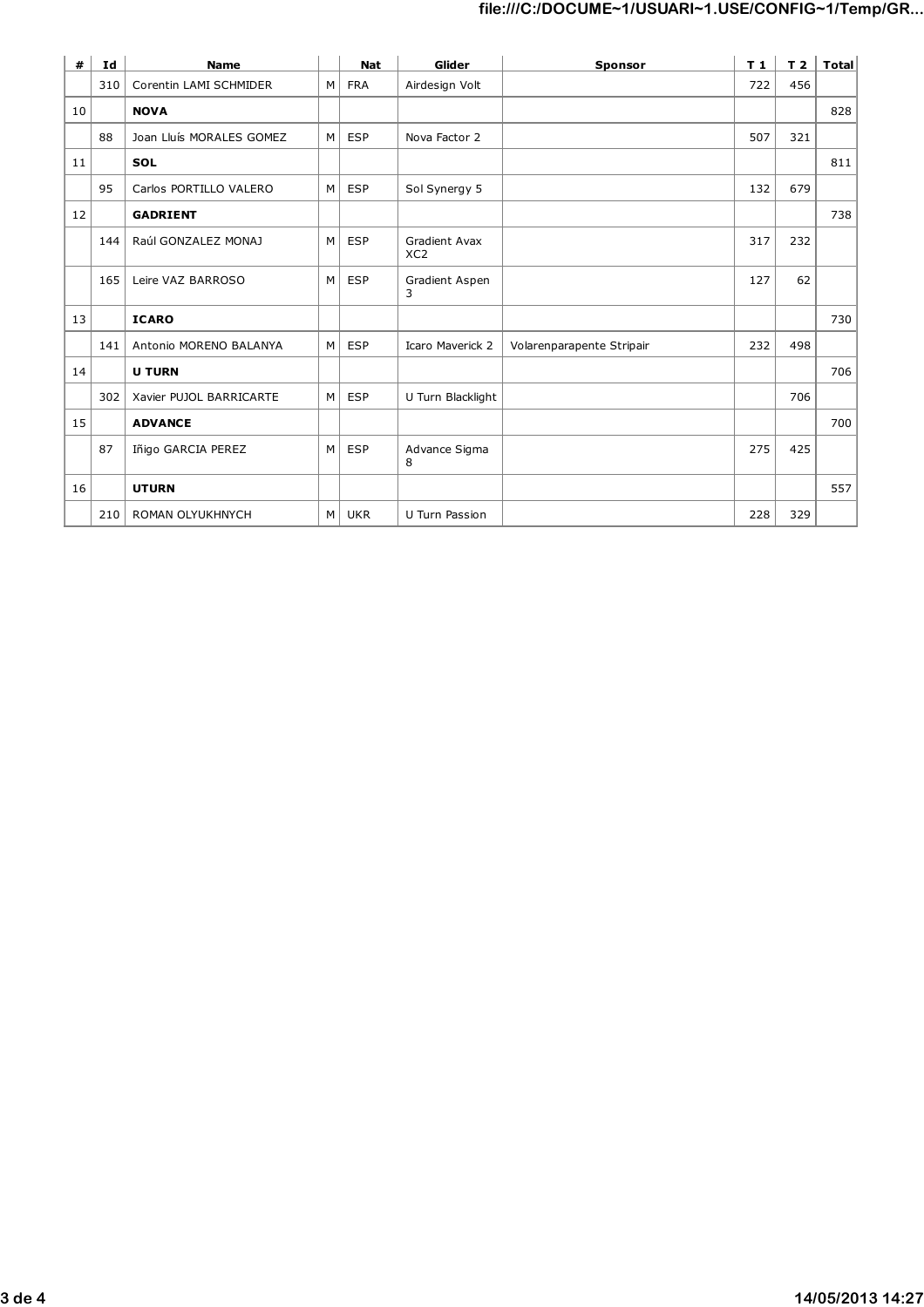| # | Id | Name | | Nat | Glider | Sponsor | T 1 | T 2 | Total |
|---|---|---|---|---|---|---|---|---|---|
| | 310 | Corentin LAMI SCHMIDER | M | FRA | Airdesign Volt | | 722 | 456 | |
| 10 | | **NOVA** | | | | | | | 828 |
| | 88 | Joan Lluís MORALES GOMEZ | M | ESP | Nova Factor 2 | | 507 | 321 | |
| 11 | | **SOL** | | | | | | | 811 |
| | 95 | Carlos PORTILLO VALERO | M | ESP | Sol Synergy 5 | | 132 | 679 | |
| 12 | | **GADRIENT** | | | | | | | 738 |
| | 144 | Raúl GONZALEZ MONAJ | M | ESP | Gradient Avax XC2 | | 317 | 232 | |
| | 165 | Leire VAZ BARROSO | M | ESP | Gradient Aspen 3 | | 127 | 62 | |
| 13 | | **ICARO** | | | | | | | 730 |
| | 141 | Antonio MORENO BALANYA | M | ESP | Icaro Maverick 2 | Volarenparapente Stripair | 232 | 498 | |
| 14 | | **U TURN** | | | | | | | 706 |
| | 302 | Xavier PUJOL BARRICARTE | M | ESP | U Turn Blacklight | | | 706 | |
| 15 | | **ADVANCE** | | | | | | | 700 |
| | 87 | Iñigo GARCIA PEREZ | M | ESP | Advance Sigma 8 | | 275 | 425 | |
| 16 | | **UTURN** | | | | | | | 557 |
| | 210 | ROMAN OLYUKHNYCH | M | UKR | U Turn Passion | | 228 | 329 | |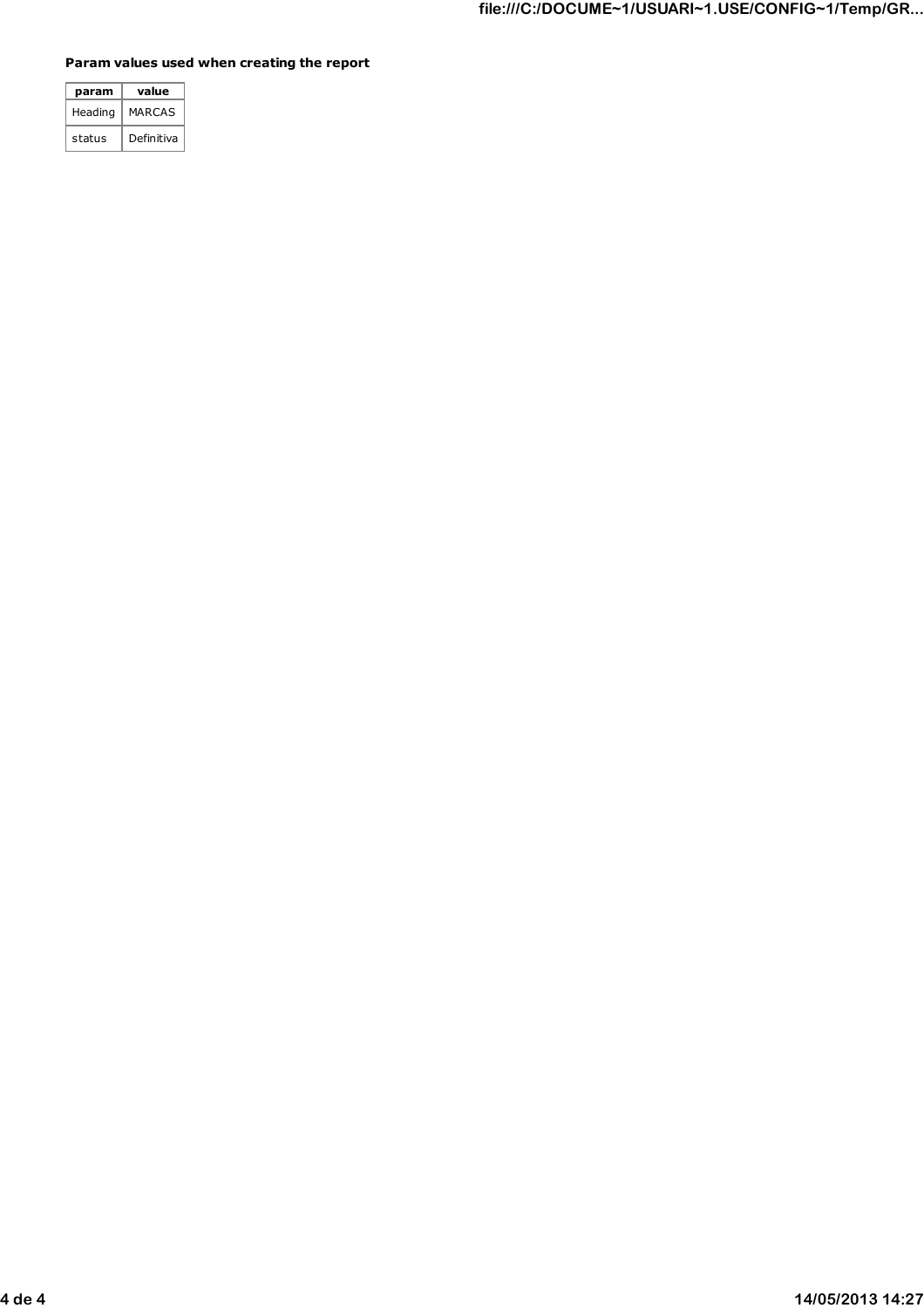**Param values used when creating the report**

| param | value |
|---|---|
| Heading | MARCAS |
| status | Definitiva |